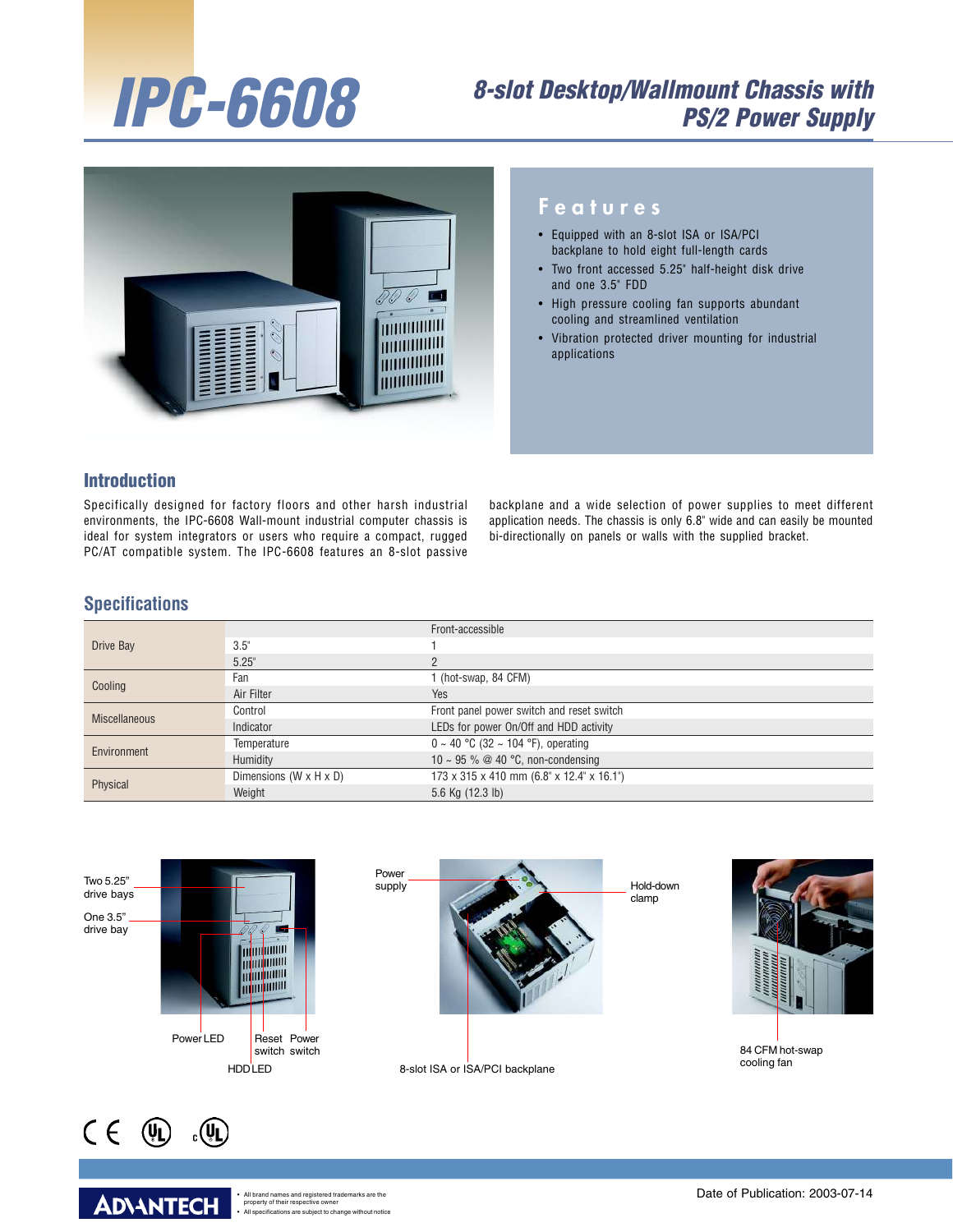# IPC-6608

## 8-slot Desktop/Wallmount Chassis with PS/2 Power Supply

## Features

- Equipped with an 8-slot ISA or ISA/PCI backplane to hold eight full-length cards
- Two front accessed 5.25" half-height disk drive and one 3.5" FDD
- High pressure cooling fan supports abundant cooling and streamlined ventilation
- Vibration protected driver mounting for industrial applications

## Introduction

Specifically designed for factory floors and other harsh industrial environments, the IPC-6608 Wall-mount industrial computer chassis is ideal for system integrators or users who require a compact, rugged PC/AT compatible system. The IPC-6608 features an 8-slot passive backplane and a wide selection of power supplies to meet different application needs. The chassis is only 6.8" wide and can easily be mounted bi-directionally on panels or walls with the supplied bracket.

## Specifications

| | | |
|---|---|---|
| Drive Bay | | Front-accessible |
| | 3.5" | 1 |
| | 5.25" | 2 |
| Cooling | Fan | 1 (hot-swap, 84 CFM) |
| | Air Filter | Yes |
| Miscellaneous | Control | Front panel power switch and reset switch |
| | Indicator | LEDs for power On/Off and HDD activity |
| Environment | Temperature | 0 ~ 40 °C (32 ~ 104 °F), operating |
| | Humidity | 10 ~ 95 % @ 40 °C, non-condensing |
| Physical | Dimensions (W x H x D) | 173 x 315 x 410 mm (6.8" x 12.4" x 16.1") |
| | Weight | 5.6 Kg (12.3 lb) |

Two 5.25" drive bays
One 3.5" drive bay
Power LED
HDD LED
Reset switch
Power switch

Power supply
Hold-down clamp
8-slot ISA or ISA/PCI backplane

84 CFM hot-swap cooling fan

- All brand names and registered trademarks are the property of their respective owner
- All specifications are subject to change without notice

Date of Publication: 2003-07-14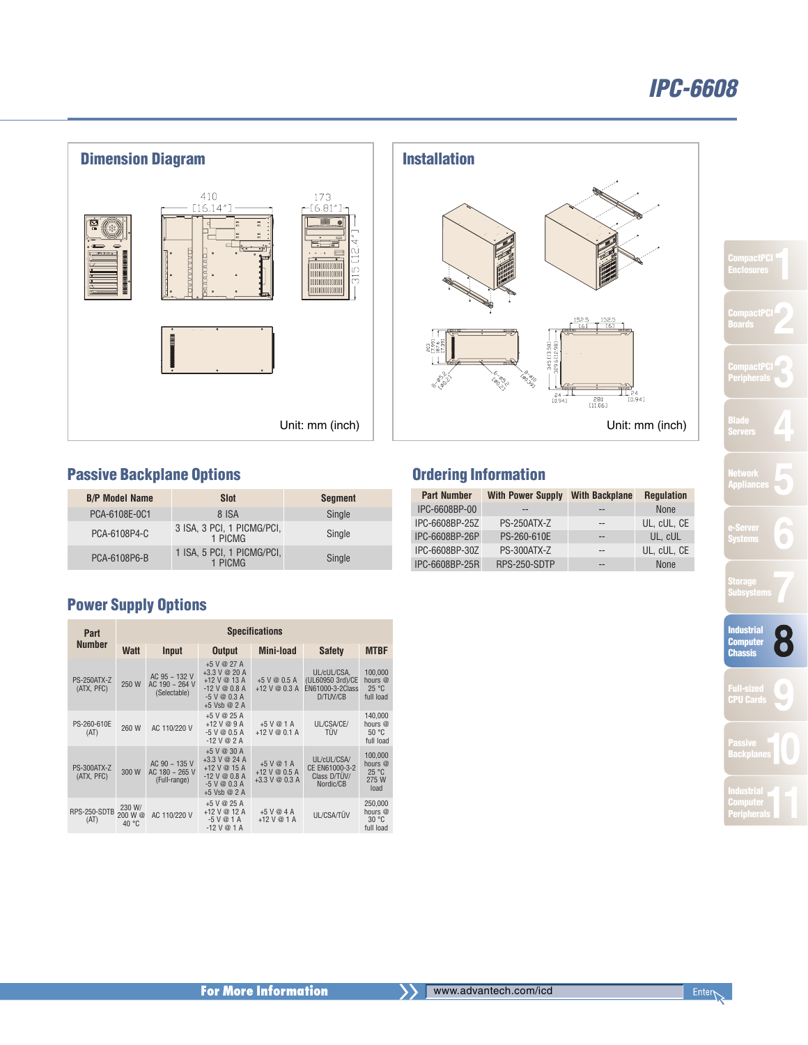# IPC-6608

## Dimension Diagram

410
[16.14"]

173
[6.81"]

315 [12.4"]

Unit: mm (inch)

## Installation

Unit: mm (inch)

## Passive Backplane Options

| B/P Model Name | Slot | Segment |
|---|---|---|
| PCA-6108E-0C1 | 8 ISA | Single |
| PCA-6108P4-C | 3 ISA, 3 PCI, 1 PICMG/PCI, 1 PICMG | Single |
| PCA-6108P6-B | 1 ISA, 5 PCI, 1 PICMG/PCI, 1 PICMG | Single |

## Ordering Information

| Part Number | With Power Supply | With Backplane | Regulation |
|---|---|---|---|
| IPC-6608BP-00 | -- | -- | None |
| IPC-6608BP-25Z | PS-250ATX-Z | -- | UL, cUL, CE |
| IPC-6608BP-26P | PS-260-610E | -- | UL, cUL |
| IPC-6608BP-30Z | PS-300ATX-Z | -- | UL, cUL, CE |
| IPC-6608BP-25R | RPS-250-SDTP | -- | None |

## Power Supply Options

| Part Number | Specifications | | | | | |
|---|---|---|---|---|---|---|
| | Watt | Input | Output | Mini-load | Safety | MTBF |
| PS-250ATX-Z (ATX, PFC) | 250 W | AC 95 ~ 132 V AC 190 ~ 264 V (Selectable) | +5 V @ 27 A +3.3 V @ 20 A +12 V @ 13 A -12 V @ 0.8 A -5 V @ 0.3 A +5 Vsb @ 2 A | +5 V @ 0.5 A +12 V @ 0.3 A | UL/cUL/CSA, (UL60950 3rd)/CE EN61000-3-2Class D/TUV/CB | 100,000 hours @ 25 °C full load |
| PS-260-610E (AT) | 260 W | AC 110/220 V | +5 V @ 25 A +12 V @ 9 A -5 V @ 0.5 A -12 V @ 2 A | +5 V @ 1 A +12 V @ 0.1 A | UL/CSA/CE/ TÜV | 140,000 hours @ 50 °C full load |
| PS-300ATX-Z (ATX, PFC) | 300 W | AC 90 ~ 135 V AC 180 ~ 265 V (Full-range) | +5 V @ 30 A +3.3 V @ 24 A +12 V @ 15 A -12 V @ 0.8 A -5 V @ 0.3 A +5 Vsb @ 2 A | +5 V @ 1 A +12 V @ 0.5 A +3.3 V @ 0.3 A | UL/cUL/CSA/ CE EN61000-3-2 Class D/TÜV/ Nordic/CB | 100,000 hours @ 25 °C 275 W load |
| RPS-250-SDTB (AT) | 230 W/ 200 W @ 40 °C | AC 110/220 V | +5 V @ 25 A +12 V @ 12 A -5 V @ 1 A -12 V @ 1 A | +5 V @ 4 A +12 V @ 1 A | UL/CSA/TÜV | 250,000 hours @ 30 °C full load |

For More Information www.advantech.com/icd